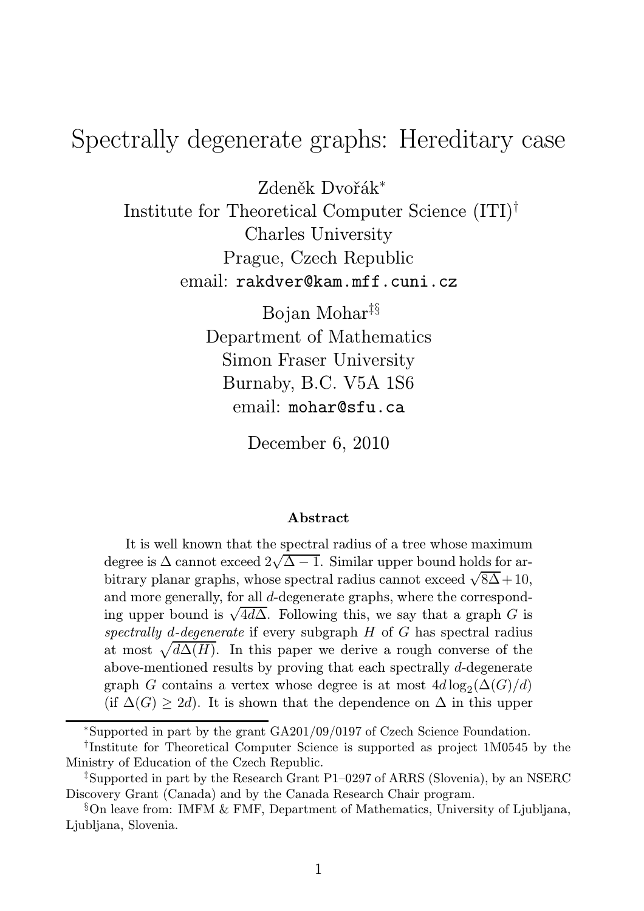# Spectrally degenerate graphs: Hereditary case

Zdeněk Dvořák[*]
Institute for Theoretical Computer Science (ITI)[†]
Charles University
Prague, Czech Republic
email: `rakdver@kam.mff.cuni.cz`

Bojan Mohar[‡§]
Department of Mathematics
Simon Fraser University
Burnaby, B.C. V5A 1S6
email: `mohar@sfu.ca`

December 6, 2010

### Abstract

It is well known that the spectral radius of a tree whose maximum degree is $\Delta$ cannot exceed $2\sqrt{\Delta - 1}$. Similar upper bound holds for arbitrary planar graphs, whose spectral radius cannot exceed $\sqrt{8\Delta}+10$, and more generally, for all $d$-degenerate graphs, where the corresponding upper bound is $\sqrt{4d\Delta}$. Following this, we say that a graph $G$ is *spectrally $d$-degenerate* if every subgraph $H$ of $G$ has spectral radius at most $\sqrt{d\Delta(H)}$. In this paper we derive a rough converse of the above-mentioned results by proving that each spectrally $d$-degenerate graph $G$ contains a vertex whose degree is at most $4d\log_2(\Delta(G)/d)$ (if $\Delta(G) \geq 2d$). It is shown that the dependence on $\Delta$ in this upper

---

[*]Supported in part by the grant GA201/09/0197 of Czech Science Foundation.

[†]Institute for Theoretical Computer Science is supported as project 1M0545 by the Ministry of Education of the Czech Republic.

[‡]Supported in part by the Research Grant P1–0297 of ARRS (Slovenia), by an NSERC Discovery Grant (Canada) and by the Canada Research Chair program.

[§]On leave from: IMFM & FMF, Department of Mathematics, University of Ljubljana, Ljubljana, Slovenia.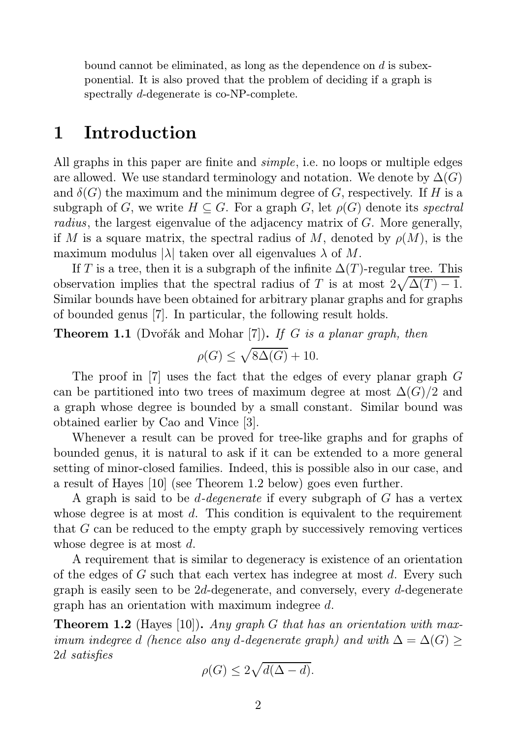bound cannot be eliminated, as long as the dependence on $d$ is subexponential. It is also proved that the problem of deciding if a graph is spectrally $d$-degenerate is co-NP-complete.

# 1 Introduction

All graphs in this paper are finite and *simple*, i.e. no loops or multiple edges are allowed. We use standard terminology and notation. We denote by $\Delta(G)$ and $\delta(G)$ the maximum and the minimum degree of $G$, respectively. If $H$ is a subgraph of $G$, we write $H \subseteq G$. For a graph $G$, let $\rho(G)$ denote its *spectral radius*, the largest eigenvalue of the adjacency matrix of $G$. More generally, if $M$ is a square matrix, the spectral radius of $M$, denoted by $\rho(M)$, is the maximum modulus $|\lambda|$ taken over all eigenvalues $\lambda$ of $M$.

If $T$ is a tree, then it is a subgraph of the infinite $\Delta(T)$-regular tree. This observation implies that the spectral radius of $T$ is at most $2\sqrt{\Delta(T)-1}$. Similar bounds have been obtained for arbitrary planar graphs and for graphs of bounded genus [7]. In particular, the following result holds.

**Theorem 1.1** (Dvořák and Mohar [7]). *If $G$ is a planar graph, then*

$$\rho(G) \leq \sqrt{8\Delta(G)} + 10.$$

The proof in [7] uses the fact that the edges of every planar graph $G$ can be partitioned into two trees of maximum degree at most $\Delta(G)/2$ and a graph whose degree is bounded by a small constant. Similar bound was obtained earlier by Cao and Vince [3].

Whenever a result can be proved for tree-like graphs and for graphs of bounded genus, it is natural to ask if it can be extended to a more general setting of minor-closed families. Indeed, this is possible also in our case, and a result of Hayes [10] (see Theorem 1.2 below) goes even further.

A graph is said to be *$d$-degenerate* if every subgraph of $G$ has a vertex whose degree is at most $d$. This condition is equivalent to the requirement that $G$ can be reduced to the empty graph by successively removing vertices whose degree is at most $d$.

A requirement that is similar to degeneracy is existence of an orientation of the edges of $G$ such that each vertex has indegree at most $d$. Every such graph is easily seen to be $2d$-degenerate, and conversely, every $d$-degenerate graph has an orientation with maximum indegree $d$.

**Theorem 1.2** (Hayes [10]). *Any graph $G$ that has an orientation with maximum indegree $d$ (hence also any $d$-degenerate graph) and with $\Delta = \Delta(G) \geq 2d$ satisfies*

$$\rho(G) \leq 2\sqrt{d(\Delta - d)}.$$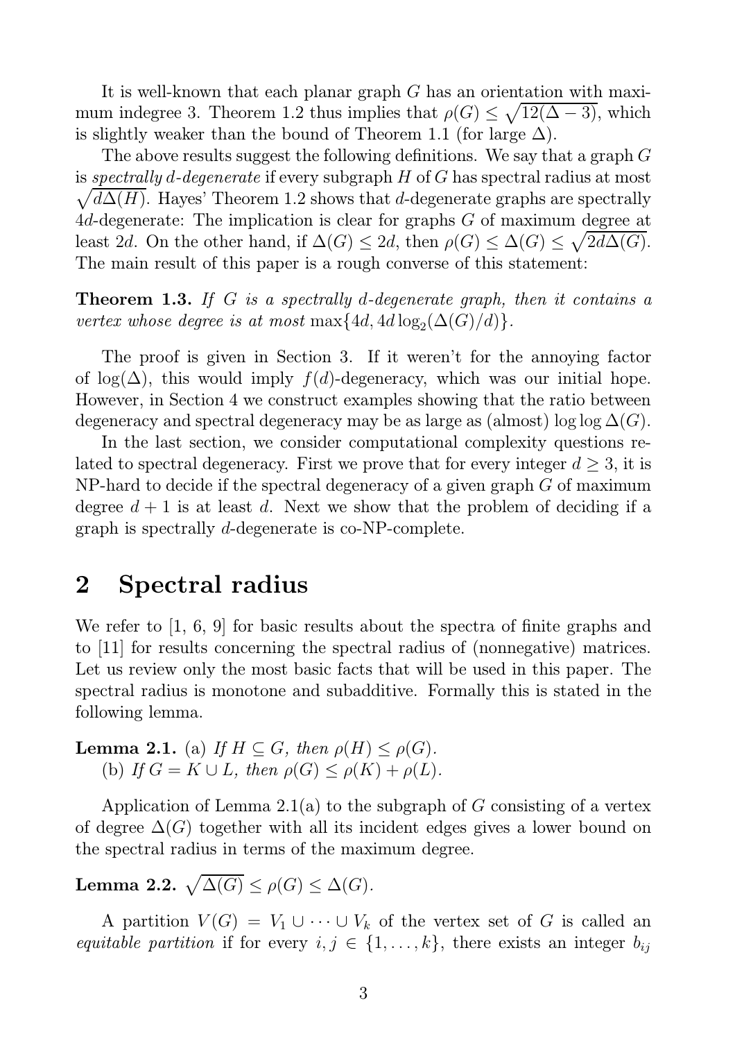It is well-known that each planar graph $G$ has an orientation with maximum indegree 3. Theorem 1.2 thus implies that $\rho(G) \leq \sqrt{12(\Delta - 3)}$, which is slightly weaker than the bound of Theorem 1.1 (for large $\Delta$).

The above results suggest the following definitions. We say that a graph $G$ is *spectrally $d$-degenerate* if every subgraph $H$ of $G$ has spectral radius at most $\sqrt{d\Delta(H)}$. Hayes' Theorem 1.2 shows that $d$-degenerate graphs are spectrally $4d$-degenerate: The implication is clear for graphs $G$ of maximum degree at least $2d$. On the other hand, if $\Delta(G) \leq 2d$, then $\rho(G) \leq \Delta(G) \leq \sqrt{2d\Delta(G)}$. The main result of this paper is a rough converse of this statement:

**Theorem 1.3.** *If $G$ is a spectrally $d$-degenerate graph, then it contains a vertex whose degree is at most* $\max\{4d, 4d \log_2(\Delta(G)/d)\}$.

The proof is given in Section 3. If it weren't for the annoying factor of $\log(\Delta)$, this would imply $f(d)$-degeneracy, which was our initial hope. However, in Section 4 we construct examples showing that the ratio between degeneracy and spectral degeneracy may be as large as (almost) $\log \log \Delta(G)$.

In the last section, we consider computational complexity questions related to spectral degeneracy. First we prove that for every integer $d \geq 3$, it is NP-hard to decide if the spectral degeneracy of a given graph $G$ of maximum degree $d + 1$ is at least $d$. Next we show that the problem of deciding if a graph is spectrally $d$-degenerate is co-NP-complete.

## 2 Spectral radius

We refer to [1, 6, 9] for basic results about the spectra of finite graphs and to [11] for results concerning the spectral radius of (nonnegative) matrices. Let us review only the most basic facts that will be used in this paper. The spectral radius is monotone and subadditive. Formally this is stated in the following lemma.

**Lemma 2.1.** (a) *If $H \subseteq G$, then $\rho(H) \leq \rho(G)$.*
(b) *If $G = K \cup L$, then $\rho(G) \leq \rho(K) + \rho(L)$.*

Application of Lemma 2.1(a) to the subgraph of $G$ consisting of a vertex of degree $\Delta(G)$ together with all its incident edges gives a lower bound on the spectral radius in terms of the maximum degree.

**Lemma 2.2.** $\sqrt{\Delta(G)} \leq \rho(G) \leq \Delta(G)$.

A partition $V(G) = V_1 \cup \cdots \cup V_k$ of the vertex set of $G$ is called an *equitable partition* if for every $i, j \in \{1, \ldots, k\}$, there exists an integer $b_{ij}$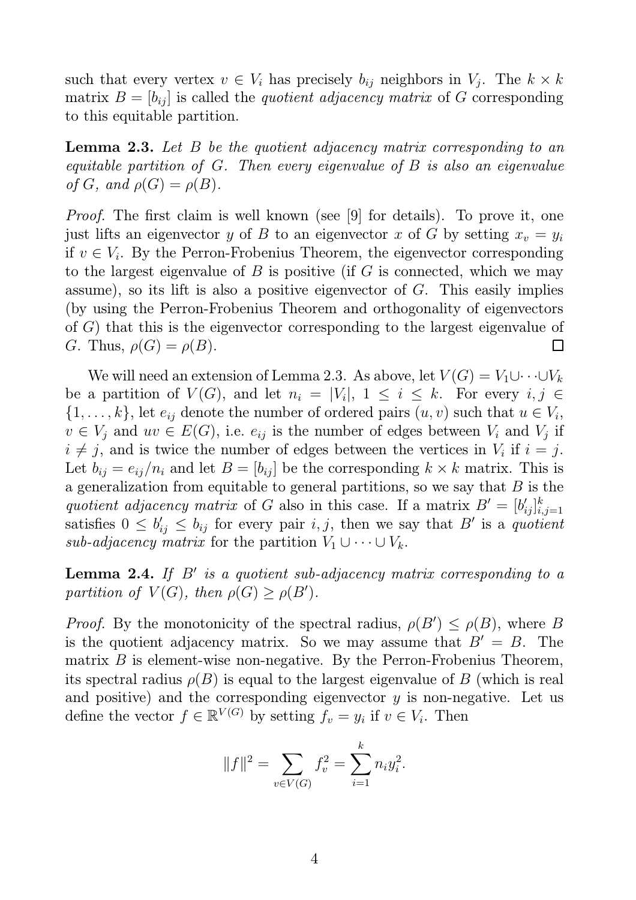such that every vertex $v \in V_i$ has precisely $b_{ij}$ neighbors in $V_j$. The $k \times k$ matrix $B = [b_{ij}]$ is called the *quotient adjacency matrix* of $G$ corresponding to this equitable partition.

**Lemma 2.3.** *Let $B$ be the quotient adjacency matrix corresponding to an equitable partition of $G$. Then every eigenvalue of $B$ is also an eigenvalue of $G$, and $\rho(G) = \rho(B)$.*

*Proof.* The first claim is well known (see [9] for details). To prove it, one just lifts an eigenvector $y$ of $B$ to an eigenvector $x$ of $G$ by setting $x_v = y_i$ if $v \in V_i$. By the Perron-Frobenius Theorem, the eigenvector corresponding to the largest eigenvalue of $B$ is positive (if $G$ is connected, which we may assume), so its lift is also a positive eigenvector of $G$. This easily implies (by using the Perron-Frobenius Theorem and orthogonality of eigenvectors of $G$) that this is the eigenvector corresponding to the largest eigenvalue of $G$. Thus, $\rho(G) = \rho(B)$. □

We will need an extension of Lemma 2.3. As above, let $V(G) = V_1 \cup \cdots \cup V_k$ be a partition of $V(G)$, and let $n_i = |V_i|$, $1 \leq i \leq k$. For every $i, j \in \{1, \ldots, k\}$, let $e_{ij}$ denote the number of ordered pairs $(u, v)$ such that $u \in V_i$, $v \in V_j$ and $uv \in E(G)$, i.e. $e_{ij}$ is the number of edges between $V_i$ and $V_j$ if $i \neq j$, and is twice the number of edges between the vertices in $V_i$ if $i = j$. Let $b_{ij} = e_{ij}/n_i$ and let $B = [b_{ij}]$ be the corresponding $k \times k$ matrix. This is a generalization from equitable to general partitions, so we say that $B$ is the *quotient adjacency matrix* of $G$ also in this case. If a matrix $B' = [b'_{ij}]_{i,j=1}^k$ satisfies $0 \leq b'_{ij} \leq b_{ij}$ for every pair $i, j$, then we say that $B'$ is a *quotient sub-adjacency matrix* for the partition $V_1 \cup \cdots \cup V_k$.

**Lemma 2.4.** *If $B'$ is a quotient sub-adjacency matrix corresponding to a partition of $V(G)$, then $\rho(G) \geq \rho(B')$.*

*Proof.* By the monotonicity of the spectral radius, $\rho(B') \leq \rho(B)$, where $B$ is the quotient adjacency matrix. So we may assume that $B' = B$. The matrix $B$ is element-wise non-negative. By the Perron-Frobenius Theorem, its spectral radius $\rho(B)$ is equal to the largest eigenvalue of $B$ (which is real and positive) and the corresponding eigenvector $y$ is non-negative. Let us define the vector $f \in \mathbb{R}^{V(G)}$ by setting $f_v = y_i$ if $v \in V_i$. Then

$$\|f\|^2 = \sum_{v \in V(G)} f_v^2 = \sum_{i=1}^{k} n_i y_i^2.$$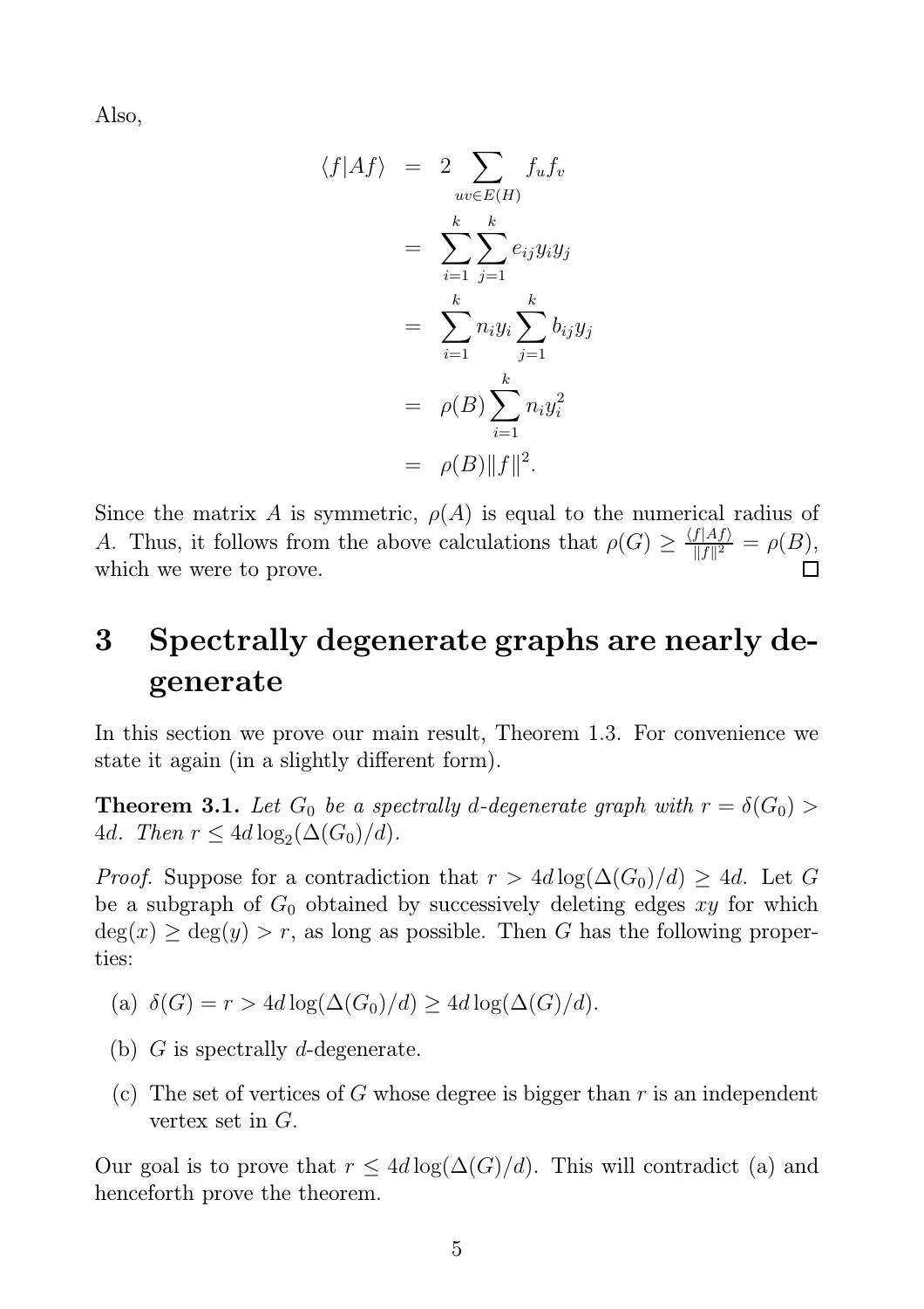Also,

$$
\begin{aligned}
\langle f|Af\rangle &= 2\sum_{uv\in E(H)} f_u f_v \\
&= \sum_{i=1}^{k}\sum_{j=1}^{k} e_{ij} y_i y_j \\
&= \sum_{i=1}^{k} n_i y_i \sum_{j=1}^{k} b_{ij} y_j \\
&= \rho(B)\sum_{i=1}^{k} n_i y_i^2 \\
&= \rho(B)\|f\|^2.
\end{aligned}
$$

Since the matrix $A$ is symmetric, $\rho(A)$ is equal to the numerical radius of $A$. Thus, it follows from the above calculations that $\rho(G) \geq \frac{\langle f|Af\rangle}{\|f\|^2} = \rho(B)$, which we were to prove. □

# 3 Spectrally degenerate graphs are nearly degenerate

In this section we prove our main result, Theorem 1.3. For convenience we state it again (in a slightly different form).

**Theorem 3.1.** *Let $G_0$ be a spectrally $d$-degenerate graph with $r = \delta(G_0) > 4d$. Then $r \leq 4d\log_2(\Delta(G_0)/d)$.*

*Proof.* Suppose for a contradiction that $r > 4d\log(\Delta(G_0)/d) \geq 4d$. Let $G$ be a subgraph of $G_0$ obtained by successively deleting edges $xy$ for which $\deg(x) \geq \deg(y) > r$, as long as possible. Then $G$ has the following properties:

(a) $\delta(G) = r > 4d\log(\Delta(G_0)/d) \geq 4d\log(\Delta(G)/d)$.

(b) $G$ is spectrally $d$-degenerate.

(c) The set of vertices of $G$ whose degree is bigger than $r$ is an independent vertex set in $G$.

Our goal is to prove that $r \leq 4d\log(\Delta(G)/d)$. This will contradict (a) and henceforth prove the theorem.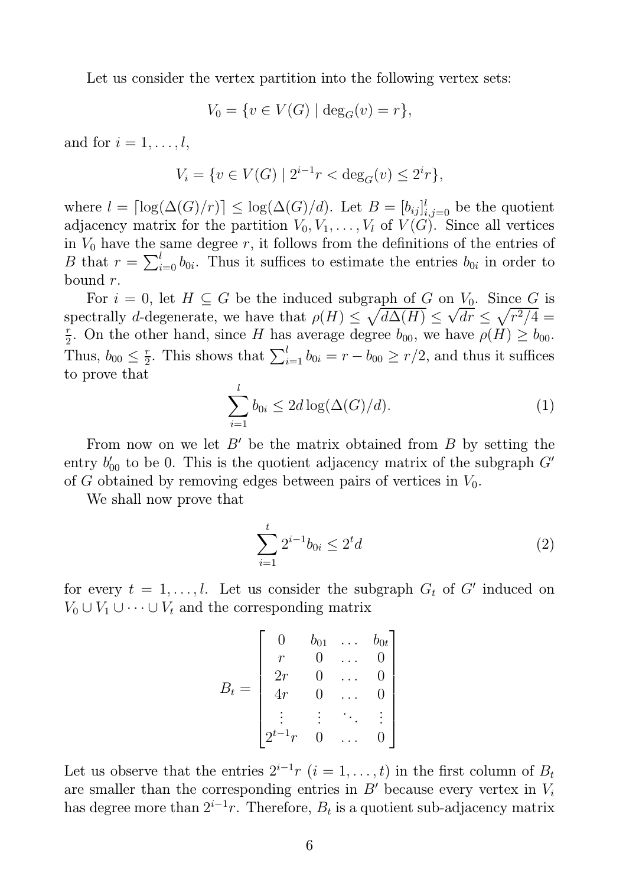Let us consider the vertex partition into the following vertex sets:

$$V_0 = \{v \in V(G) \mid \deg_G(v) = r\},$$

and for $i = 1, \dots, l$,

$$V_i = \{v \in V(G) \mid 2^{i-1}r < \deg_G(v) \le 2^i r\},$$

where $l = \lceil \log(\Delta(G)/r) \rceil \le \log(\Delta(G)/d)$. Let $B = [b_{ij}]_{i,j=0}^{l}$ be the quotient adjacency matrix for the partition $V_0, V_1, \dots, V_l$ of $V(G)$. Since all vertices in $V_0$ have the same degree $r$, it follows from the definitions of the entries of $B$ that $r = \sum_{i=0}^{l} b_{0i}$. Thus it suffices to estimate the entries $b_{0i}$ in order to bound $r$.

For $i = 0$, let $H \subseteq G$ be the induced subgraph of $G$ on $V_0$. Since $G$ is spectrally $d$-degenerate, we have that $\rho(H) \le \sqrt{d\Delta(H)} \le \sqrt{dr} \le \sqrt{r^2/4} = \frac{r}{2}$. On the other hand, since $H$ has average degree $b_{00}$, we have $\rho(H) \ge b_{00}$. Thus, $b_{00} \le \frac{r}{2}$. This shows that $\sum_{i=1}^{l} b_{0i} = r - b_{00} \ge r/2$, and thus it suffices to prove that

$$\sum_{i=1}^{l} b_{0i} \le 2d \log(\Delta(G)/d). \tag{1}$$

From now on we let $B'$ be the matrix obtained from $B$ by setting the entry $b'_{00}$ to be 0. This is the quotient adjacency matrix of the subgraph $G'$ of $G$ obtained by removing edges between pairs of vertices in $V_0$.

We shall now prove that

$$\sum_{i=1}^{t} 2^{i-1} b_{0i} \le 2^t d \tag{2}$$

for every $t = 1, \dots, l$. Let us consider the subgraph $G_t$ of $G'$ induced on $V_0 \cup V_1 \cup \dots \cup V_t$ and the corresponding matrix

$$B_t = \begin{bmatrix} 0 & b_{01} & \dots & b_{0t} \\ r & 0 & \dots & 0 \\ 2r & 0 & \dots & 0 \\ 4r & 0 & \dots & 0 \\ \vdots & \vdots & \ddots & \vdots \\ 2^{t-1}r & 0 & \dots & 0 \end{bmatrix}$$

Let us observe that the entries $2^{i-1}r$ $(i = 1, \dots, t)$ in the first column of $B_t$ are smaller than the corresponding entries in $B'$ because every vertex in $V_i$ has degree more than $2^{i-1}r$. Therefore, $B_t$ is a quotient sub-adjacency matrix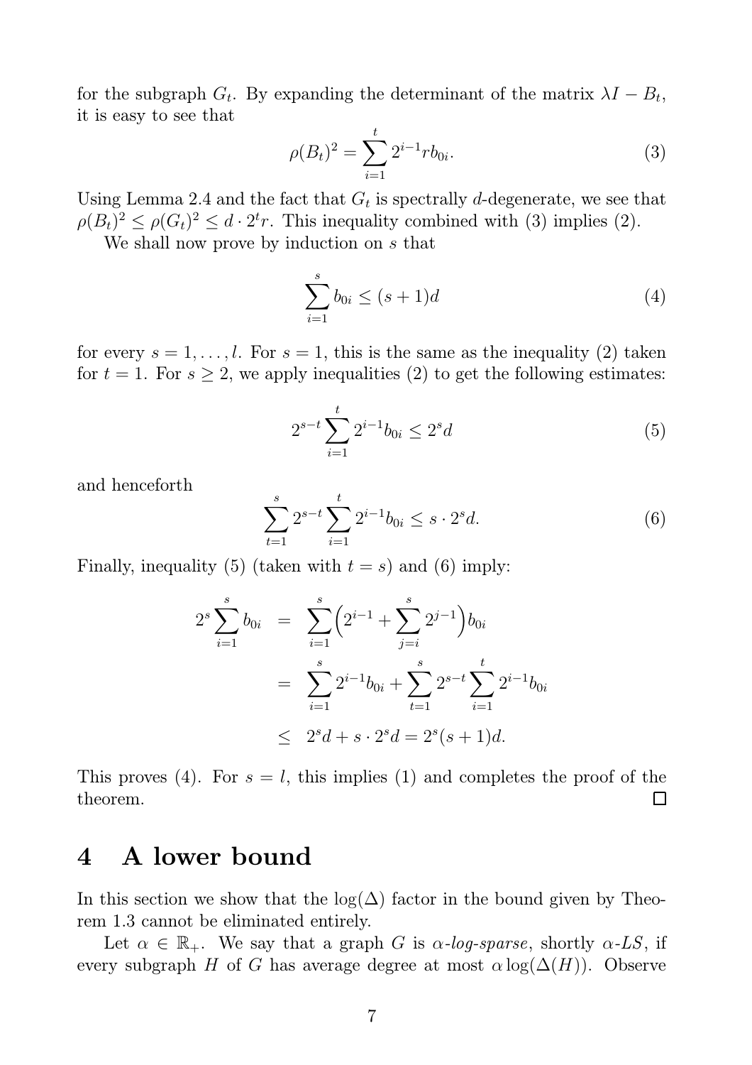for the subgraph $G_t$. By expanding the determinant of the matrix $\lambda I - B_t$, it is easy to see that

$$\rho(B_t)^2 = \sum_{i=1}^{t} 2^{i-1} r b_{0i}. \tag{3}$$

Using Lemma 2.4 and the fact that $G_t$ is spectrally $d$-degenerate, we see that $\rho(B_t)^2 \leq \rho(G_t)^2 \leq d \cdot 2^t r$. This inequality combined with (3) implies (2).

We shall now prove by induction on $s$ that

$$\sum_{i=1}^{s} b_{0i} \leq (s+1)d \tag{4}$$

for every $s = 1, \ldots, l$. For $s = 1$, this is the same as the inequality (2) taken for $t = 1$. For $s \geq 2$, we apply inequalities (2) to get the following estimates:

$$2^{s-t} \sum_{i=1}^{t} 2^{i-1} b_{0i} \leq 2^s d \tag{5}$$

and henceforth

$$\sum_{t=1}^{s} 2^{s-t} \sum_{i=1}^{t} 2^{i-1} b_{0i} \leq s \cdot 2^s d. \tag{6}$$

Finally, inequality (5) (taken with $t = s$) and (6) imply:

$$\begin{aligned}
2^s \sum_{i=1}^{s} b_{0i} &= \sum_{i=1}^{s} \Big( 2^{i-1} + \sum_{j=i}^{s} 2^{j-1} \Big) b_{0i} \\
&= \sum_{i=1}^{s} 2^{i-1} b_{0i} + \sum_{t=1}^{s} 2^{s-t} \sum_{i=1}^{t} 2^{i-1} b_{0i} \\
&\leq 2^s d + s \cdot 2^s d = 2^s (s+1) d.
\end{aligned}$$

This proves (4). For $s = l$, this implies (1) and completes the proof of the theorem. □

# 4 A lower bound

In this section we show that the $\log(\Delta)$ factor in the bound given by Theorem 1.3 cannot be eliminated entirely.

Let $\alpha \in \mathbb{R}_+$. We say that a graph $G$ is *$\alpha$-log-sparse*, shortly *$\alpha$-LS*, if every subgraph $H$ of $G$ has average degree at most $\alpha \log(\Delta(H))$. Observe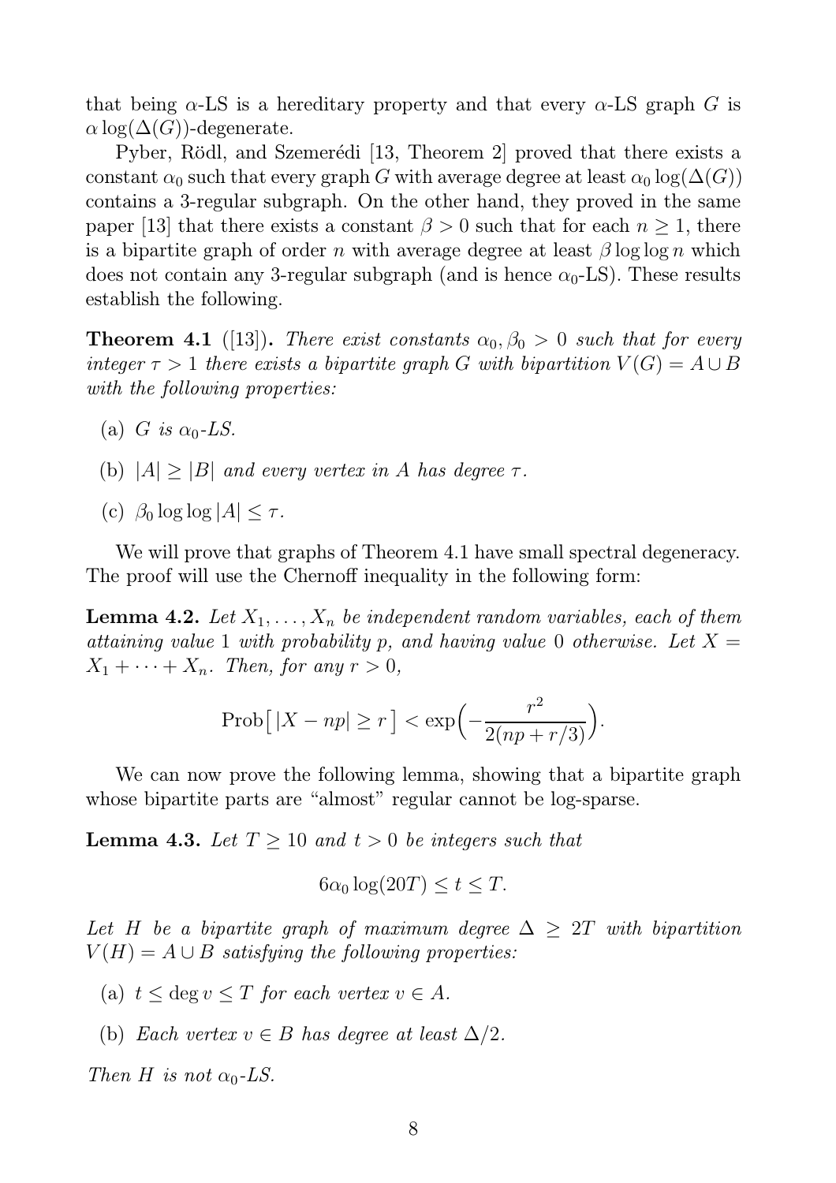that being $\alpha$-LS is a hereditary property and that every $\alpha$-LS graph $G$ is $\alpha \log(\Delta(G))$-degenerate.

Pyber, Rödl, and Szemerédi [13, Theorem 2] proved that there exists a constant $\alpha_0$ such that every graph $G$ with average degree at least $\alpha_0 \log(\Delta(G))$ contains a 3-regular subgraph. On the other hand, they proved in the same paper [13] that there exists a constant $\beta > 0$ such that for each $n \geq 1$, there is a bipartite graph of order $n$ with average degree at least $\beta \log \log n$ which does not contain any 3-regular subgraph (and is hence $\alpha_0$-LS). These results establish the following.

**Theorem 4.1** ([13])**.** *There exist constants $\alpha_0, \beta_0 > 0$ such that for every integer $\tau > 1$ there exists a bipartite graph $G$ with bipartition $V(G) = A \cup B$ with the following properties:*

- (a) *$G$ is $\alpha_0$-LS.*
- (b) *$|A| \geq |B|$ and every vertex in $A$ has degree $\tau$.*
- (c) *$\beta_0 \log \log |A| \leq \tau$.*

We will prove that graphs of Theorem 4.1 have small spectral degeneracy. The proof will use the Chernoff inequality in the following form:

**Lemma 4.2.** *Let $X_1, \ldots, X_n$ be independent random variables, each of them attaining value 1 with probability $p$, and having value 0 otherwise. Let $X = X_1 + \cdots + X_n$. Then, for any $r > 0$,*

$$\mathrm{Prob}\big[\, |X - np| \geq r \,\big] < \exp\Big(-\frac{r^2}{2(np + r/3)}\Big).$$

We can now prove the following lemma, showing that a bipartite graph whose bipartite parts are "almost" regular cannot be log-sparse.

**Lemma 4.3.** *Let $T \geq 10$ and $t > 0$ be integers such that*

$$6\alpha_0 \log(20T) \leq t \leq T.$$

*Let $H$ be a bipartite graph of maximum degree $\Delta \geq 2T$ with bipartition $V(H) = A \cup B$ satisfying the following properties:*

- (a) *$t \leq \deg v \leq T$ for each vertex $v \in A$.*
- (b) *Each vertex $v \in B$ has degree at least $\Delta/2$.*

*Then $H$ is not $\alpha_0$-LS.*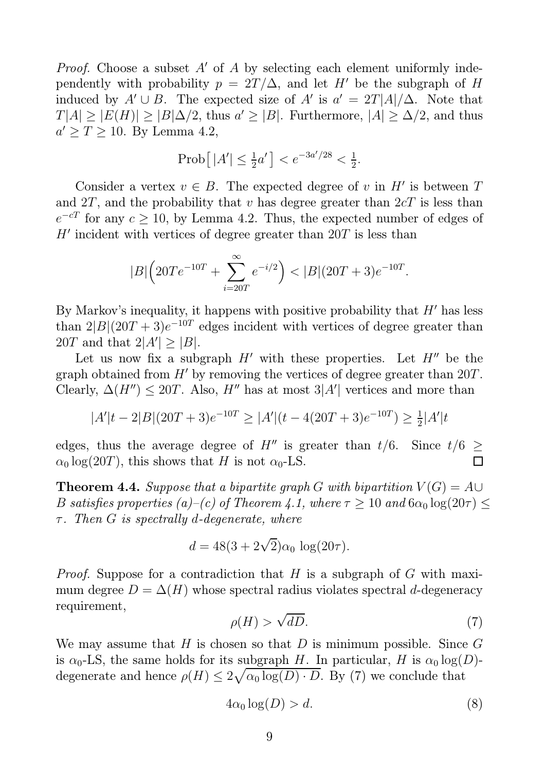*Proof.* Choose a subset $A'$ of $A$ by selecting each element uniformly independently with probability $p = 2T/\Delta$, and let $H'$ be the subgraph of $H$ induced by $A' \cup B$. The expected size of $A'$ is $a' = 2T|A|/\Delta$. Note that $T|A| \geq |E(H)| \geq |B|\Delta/2$, thus $a' \geq |B|$. Furthermore, $|A| \geq \Delta/2$, and thus $a' \geq T \geq 10$. By Lemma 4.2,

$$\mathrm{Prob}\big[\, |A'| \leq \tfrac{1}{2}a' \,\big] < e^{-3a'/28} < \tfrac{1}{2}.$$

Consider a vertex $v \in B$. The expected degree of $v$ in $H'$ is between $T$ and $2T$, and the probability that $v$ has degree greater than $2cT$ is less than $e^{-cT}$ for any $c \geq 10$, by Lemma 4.2. Thus, the expected number of edges of $H'$ incident with vertices of degree greater than $20T$ is less than

$$|B|\Big(20Te^{-10T} + \sum_{i=20T}^{\infty} e^{-i/2}\Big) < |B|(20T+3)e^{-10T}.$$

By Markov's inequality, it happens with positive probability that $H'$ has less than $2|B|(20T+3)e^{-10T}$ edges incident with vertices of degree greater than $20T$ and that $2|A'| \geq |B|$.

Let us now fix a subgraph $H'$ with these properties. Let $H''$ be the graph obtained from $H'$ by removing the vertices of degree greater than $20T$. Clearly, $\Delta(H'') \leq 20T$. Also, $H''$ has at most $3|A'|$ vertices and more than

$$|A'|t - 2|B|(20T+3)e^{-10T} \geq |A'|(t - 4(20T+3)e^{-10T}) \geq \tfrac{1}{2}|A'|t$$

edges, thus the average degree of $H''$ is greater than $t/6$. Since $t/6 \geq \alpha_0 \log(20T)$, this shows that $H$ is not $\alpha_0$-LS. $\square$

**Theorem 4.4.** *Suppose that a bipartite graph $G$ with bipartition $V(G) = A \cup B$ satisfies properties (a)–(c) of Theorem 4.1, where $\tau \geq 10$ and $6\alpha_0 \log(20\tau) \leq \tau$. Then $G$ is spectrally $d$-degenerate, where*

$$d = 48(3+2\sqrt{2})\alpha_0 \log(20\tau).$$

*Proof.* Suppose for a contradiction that $H$ is a subgraph of $G$ with maximum degree $D = \Delta(H)$ whose spectral radius violates spectral $d$-degeneracy requirement,

$$\rho(H) > \sqrt{dD}. \tag{7}$$

We may assume that $H$ is chosen so that $D$ is minimum possible. Since $G$ is $\alpha_0$-LS, the same holds for its subgraph $H$. In particular, $H$ is $\alpha_0 \log(D)$-degenerate and hence $\rho(H) \leq 2\sqrt{\alpha_0 \log(D) \cdot D}$. By (7) we conclude that

$$4\alpha_0 \log(D) > d. \tag{8}$$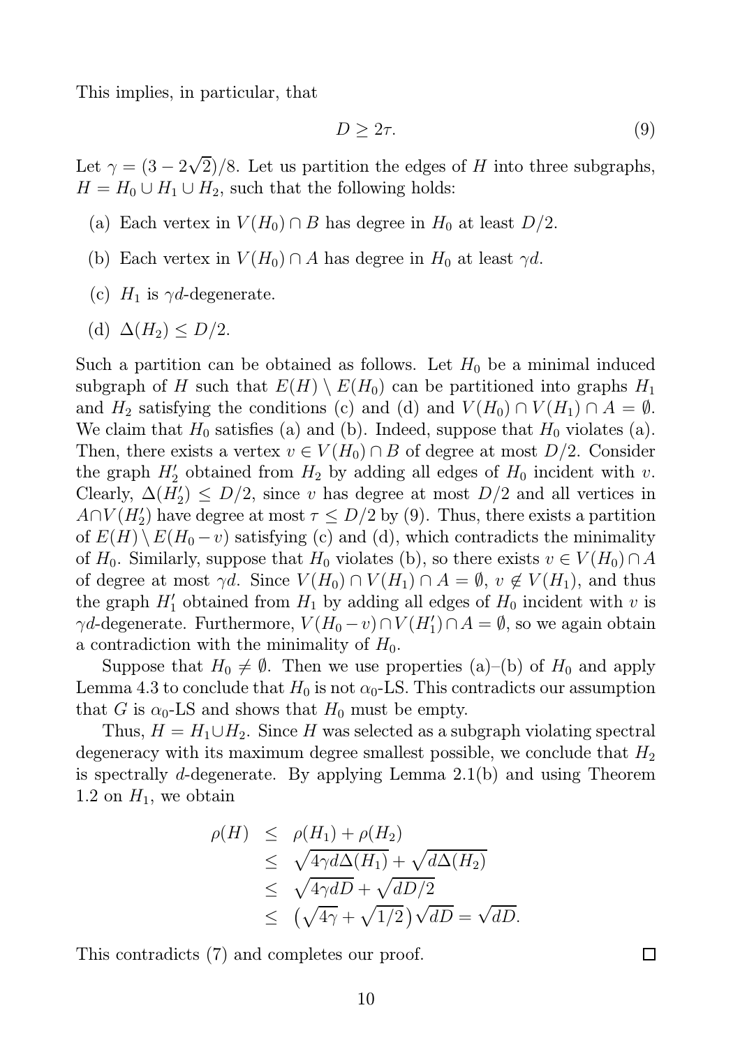This implies, in particular, that

$$D \geq 2\tau. \tag{9}$$

Let $\gamma = (3 - 2\sqrt{2})/8$. Let us partition the edges of $H$ into three subgraphs, $H = H_0 \cup H_1 \cup H_2$, such that the following holds:

(a) Each vertex in $V(H_0) \cap B$ has degree in $H_0$ at least $D/2$.

(b) Each vertex in $V(H_0) \cap A$ has degree in $H_0$ at least $\gamma d$.

(c) $H_1$ is $\gamma d$-degenerate.

(d) $\Delta(H_2) \leq D/2$.

Such a partition can be obtained as follows. Let $H_0$ be a minimal induced subgraph of $H$ such that $E(H) \setminus E(H_0)$ can be partitioned into graphs $H_1$ and $H_2$ satisfying the conditions (c) and (d) and $V(H_0) \cap V(H_1) \cap A = \emptyset$. We claim that $H_0$ satisfies (a) and (b). Indeed, suppose that $H_0$ violates (a). Then, there exists a vertex $v \in V(H_0) \cap B$ of degree at most $D/2$. Consider the graph $H_2'$ obtained from $H_2$ by adding all edges of $H_0$ incident with $v$. Clearly, $\Delta(H_2') \leq D/2$, since $v$ has degree at most $D/2$ and all vertices in $A \cap V(H_2')$ have degree at most $\tau \leq D/2$ by (9). Thus, there exists a partition of $E(H) \setminus E(H_0 - v)$ satisfying (c) and (d), which contradicts the minimality of $H_0$. Similarly, suppose that $H_0$ violates (b), so there exists $v \in V(H_0) \cap A$ of degree at most $\gamma d$. Since $V(H_0) \cap V(H_1) \cap A = \emptyset$, $v \notin V(H_1)$, and thus the graph $H_1'$ obtained from $H_1$ by adding all edges of $H_0$ incident with $v$ is $\gamma d$-degenerate. Furthermore, $V(H_0 - v) \cap V(H_1') \cap A = \emptyset$, so we again obtain a contradiction with the minimality of $H_0$.

Suppose that $H_0 \neq \emptyset$. Then we use properties (a)–(b) of $H_0$ and apply Lemma 4.3 to conclude that $H_0$ is not $\alpha_0$-LS. This contradicts our assumption that $G$ is $\alpha_0$-LS and shows that $H_0$ must be empty.

Thus, $H = H_1 \cup H_2$. Since $H$ was selected as a subgraph violating spectral degeneracy with its maximum degree smallest possible, we conclude that $H_2$ is spectrally $d$-degenerate. By applying Lemma 2.1(b) and using Theorem 1.2 on $H_1$, we obtain

$$\begin{aligned}
\rho(H) &\leq \rho(H_1) + \rho(H_2) \\
&\leq \sqrt{4\gamma d \Delta(H_1)} + \sqrt{d \Delta(H_2)} \\
&\leq \sqrt{4\gamma d D} + \sqrt{dD/2} \\
&\leq \left(\sqrt{4\gamma} + \sqrt{1/2}\right)\sqrt{dD} = \sqrt{dD}.
\end{aligned}$$

This contradicts (7) and completes our proof. □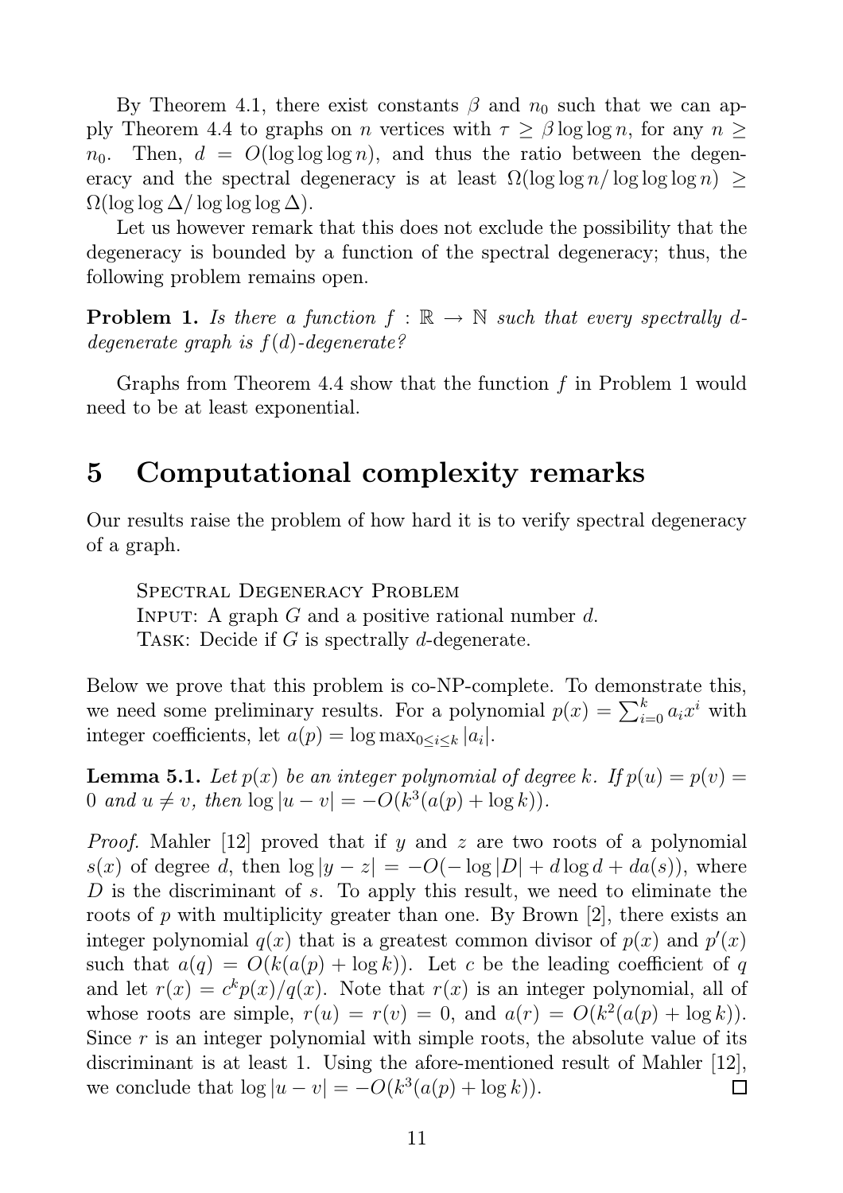By Theorem 4.1, there exist constants $\beta$ and $n_0$ such that we can apply Theorem 4.4 to graphs on $n$ vertices with $\tau \geq \beta \log\log n$, for any $n \geq n_0$. Then, $d = O(\log\log\log n)$, and thus the ratio between the degeneracy and the spectral degeneracy is at least $\Omega(\log\log n/\log\log\log n) \geq \Omega(\log\log\Delta/\log\log\log\Delta)$.

Let us however remark that this does not exclude the possibility that the degeneracy is bounded by a function of the spectral degeneracy; thus, the following problem remains open.

**Problem 1.** *Is there a function $f : \mathbb{R} \to \mathbb{N}$ such that every spectrally $d$-degenerate graph is $f(d)$-degenerate?*

Graphs from Theorem 4.4 show that the function $f$ in Problem 1 would need to be at least exponential.

# 5 Computational complexity remarks

Our results raise the problem of how hard it is to verify spectral degeneracy of a graph.

> Spectral Degeneracy Problem
> Input: A graph $G$ and a positive rational number $d$.
> Task: Decide if $G$ is spectrally $d$-degenerate.

Below we prove that this problem is co-NP-complete. To demonstrate this, we need some preliminary results. For a polynomial $p(x) = \sum_{i=0}^{k} a_i x^i$ with integer coefficients, let $a(p) = \log \max_{0\leq i\leq k} |a_i|$.

**Lemma 5.1.** *Let $p(x)$ be an integer polynomial of degree $k$. If $p(u) = p(v) = 0$ and $u \neq v$, then $\log|u - v| = -O(k^3(a(p) + \log k))$.*

*Proof.* Mahler [12] proved that if $y$ and $z$ are two roots of a polynomial $s(x)$ of degree $d$, then $\log|y - z| = -O(-\log|D| + d\log d + da(s))$, where $D$ is the discriminant of $s$. To apply this result, we need to eliminate the roots of $p$ with multiplicity greater than one. By Brown [2], there exists an integer polynomial $q(x)$ that is a greatest common divisor of $p(x)$ and $p'(x)$ such that $a(q) = O(k(a(p) + \log k))$. Let $c$ be the leading coefficient of $q$ and let $r(x) = c^k p(x)/q(x)$. Note that $r(x)$ is an integer polynomial, all of whose roots are simple, $r(u) = r(v) = 0$, and $a(r) = O(k^2(a(p) + \log k))$. Since $r$ is an integer polynomial with simple roots, the absolute value of its discriminant is at least 1. Using the afore-mentioned result of Mahler [12], we conclude that $\log|u - v| = -O(k^3(a(p) + \log k))$. $\square$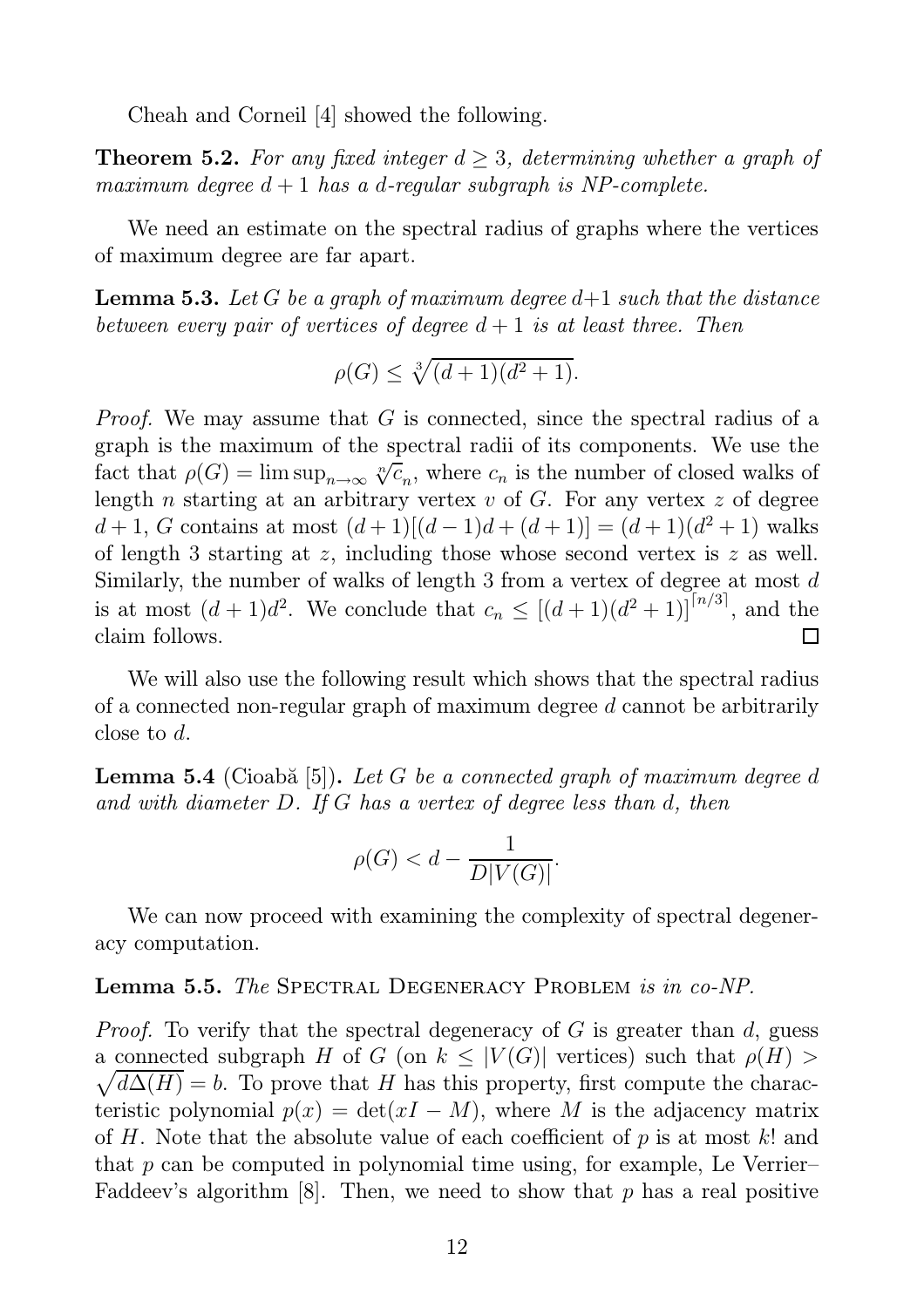Cheah and Corneil [4] showed the following.

**Theorem 5.2.** *For any fixed integer $d \geq 3$, determining whether a graph of maximum degree $d+1$ has a $d$-regular subgraph is NP-complete.*

We need an estimate on the spectral radius of graphs where the vertices of maximum degree are far apart.

**Lemma 5.3.** *Let $G$ be a graph of maximum degree $d+1$ such that the distance between every pair of vertices of degree $d+1$ is at least three. Then*

$$\rho(G) \leq \sqrt[3]{(d+1)(d^2+1)}.$$

*Proof.* We may assume that $G$ is connected, since the spectral radius of a graph is the maximum of the spectral radii of its components. We use the fact that $\rho(G) = \limsup_{n\to\infty} \sqrt[n]{c_n}$, where $c_n$ is the number of closed walks of length $n$ starting at an arbitrary vertex $v$ of $G$. For any vertex $z$ of degree $d+1$, $G$ contains at most $(d+1)[(d-1)d + (d+1)] = (d+1)(d^2+1)$ walks of length 3 starting at $z$, including those whose second vertex is $z$ as well. Similarly, the number of walks of length 3 from a vertex of degree at most $d$ is at most $(d+1)d^2$. We conclude that $c_n \leq [(d+1)(d^2+1)]^{\lceil n/3 \rceil}$, and the claim follows. □

We will also use the following result which shows that the spectral radius of a connected non-regular graph of maximum degree $d$ cannot be arbitrarily close to $d$.

**Lemma 5.4** (Cioabă [5])**.** *Let $G$ be a connected graph of maximum degree $d$ and with diameter $D$. If $G$ has a vertex of degree less than $d$, then*

$$\rho(G) < d - \frac{1}{D|V(G)|}.$$

We can now proceed with examining the complexity of spectral degeneracy computation.

**Lemma 5.5.** *The* Spectral Degeneracy Problem *is in co-NP.*

*Proof.* To verify that the spectral degeneracy of $G$ is greater than $d$, guess a connected subgraph $H$ of $G$ (on $k \leq |V(G)|$ vertices) such that $\rho(H) > \sqrt{d\Delta(H)} = b$. To prove that $H$ has this property, first compute the characteristic polynomial $p(x) = \det(xI - M)$, where $M$ is the adjacency matrix of $H$. Note that the absolute value of each coefficient of $p$ is at most $k!$ and that $p$ can be computed in polynomial time using, for example, Le Verrier–Faddeev's algorithm [8]. Then, we need to show that $p$ has a real positive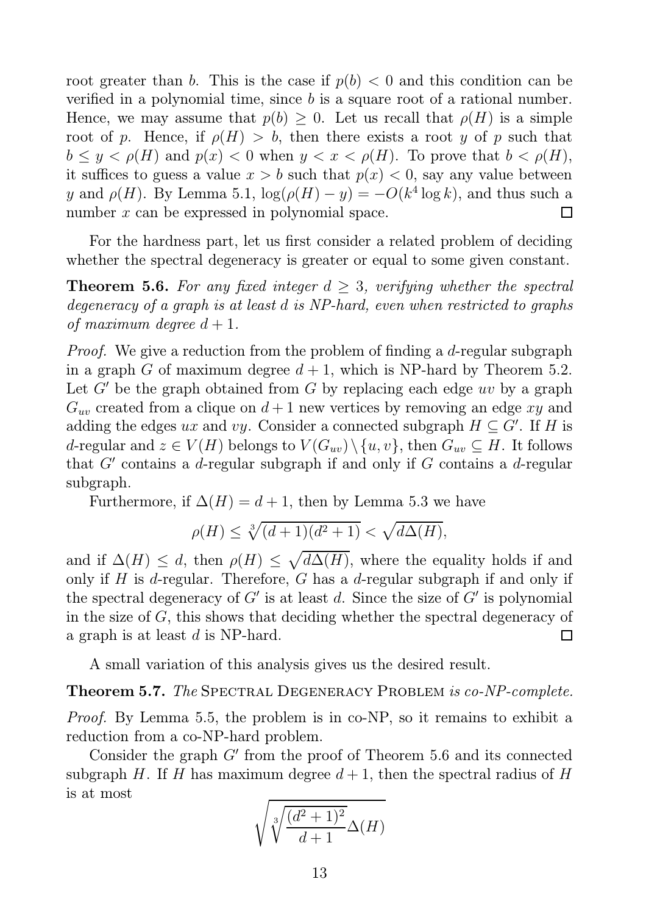root greater than $b$. This is the case if $p(b) < 0$ and this condition can be verified in a polynomial time, since $b$ is a square root of a rational number. Hence, we may assume that $p(b) \geq 0$. Let us recall that $\rho(H)$ is a simple root of $p$. Hence, if $\rho(H) > b$, then there exists a root $y$ of $p$ such that $b \leq y < \rho(H)$ and $p(x) < 0$ when $y < x < \rho(H)$. To prove that $b < \rho(H)$, it suffices to guess a value $x > b$ such that $p(x) < 0$, say any value between $y$ and $\rho(H)$. By Lemma 5.1, $\log(\rho(H) - y) = -O(k^4 \log k)$, and thus such a number $x$ can be expressed in polynomial space. □

For the hardness part, let us first consider a related problem of deciding whether the spectral degeneracy is greater or equal to some given constant.

**Theorem 5.6.** *For any fixed integer $d \geq 3$, verifying whether the spectral degeneracy of a graph is at least $d$ is NP-hard, even when restricted to graphs of maximum degree $d + 1$.*

*Proof.* We give a reduction from the problem of finding a $d$-regular subgraph in a graph $G$ of maximum degree $d + 1$, which is NP-hard by Theorem 5.2. Let $G'$ be the graph obtained from $G$ by replacing each edge $uv$ by a graph $G_{uv}$ created from a clique on $d + 1$ new vertices by removing an edge $xy$ and adding the edges $ux$ and $vy$. Consider a connected subgraph $H \subseteq G'$. If $H$ is $d$-regular and $z \in V(H)$ belongs to $V(G_{uv}) \setminus \{u, v\}$, then $G_{uv} \subseteq H$. It follows that $G'$ contains a $d$-regular subgraph if and only if $G$ contains a $d$-regular subgraph.

Furthermore, if $\Delta(H) = d + 1$, then by Lemma 5.3 we have

$$\rho(H) \leq \sqrt[3]{(d+1)(d^2+1)} < \sqrt{d\Delta(H)},$$

and if $\Delta(H) \leq d$, then $\rho(H) \leq \sqrt{d\Delta(H)}$, where the equality holds if and only if $H$ is $d$-regular. Therefore, $G$ has a $d$-regular subgraph if and only if the spectral degeneracy of $G'$ is at least $d$. Since the size of $G'$ is polynomial in the size of $G$, this shows that deciding whether the spectral degeneracy of a graph is at least $d$ is NP-hard. □

A small variation of this analysis gives us the desired result.

**Theorem 5.7.** *The* Spectral Degeneracy Problem *is co-NP-complete.*

*Proof.* By Lemma 5.5, the problem is in co-NP, so it remains to exhibit a reduction from a co-NP-hard problem.

Consider the graph $G'$ from the proof of Theorem 5.6 and its connected subgraph $H$. If $H$ has maximum degree $d + 1$, then the spectral radius of $H$ is at most

$$\sqrt{\sqrt[3]{\frac{(d^2+1)^2}{d+1}}\Delta(H)}$$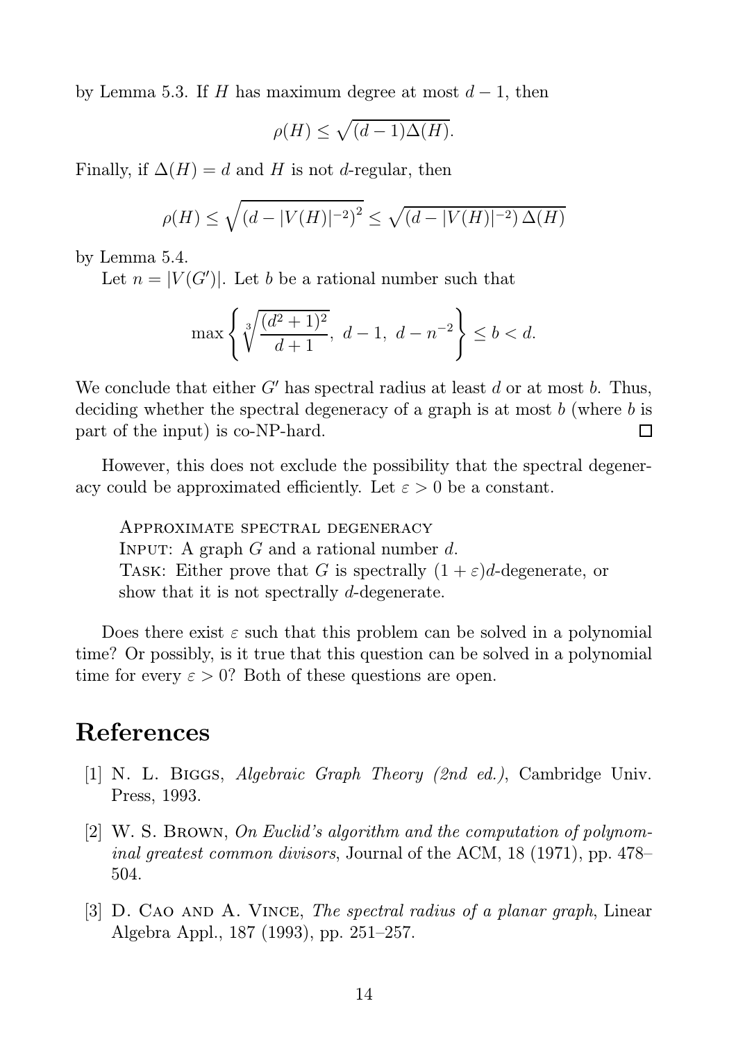by Lemma 5.3. If $H$ has maximum degree at most $d-1$, then

$$\rho(H) \leq \sqrt{(d-1)\Delta(H)}.$$

Finally, if $\Delta(H) = d$ and $H$ is not $d$-regular, then

$$\rho(H) \leq \sqrt{\left(d - |V(H)|^{-2}\right)^2} \leq \sqrt{\left(d - |V(H)|^{-2}\right)\Delta(H)}$$

by Lemma 5.4.

Let $n = |V(G')|$. Let $b$ be a rational number such that

$$\max\left\{\sqrt[3]{\frac{(d^2+1)^2}{d+1}},\ d-1,\ d-n^{-2}\right\} \leq b < d.$$

We conclude that either $G'$ has spectral radius at least $d$ or at most $b$. Thus, deciding whether the spectral degeneracy of a graph is at most $b$ (where $b$ is part of the input) is co-NP-hard. $\square$

However, this does not exclude the possibility that the spectral degeneracy could be approximated efficiently. Let $\varepsilon > 0$ be a constant.

> APPROXIMATE SPECTRAL DEGENERACY
> INPUT: A graph $G$ and a rational number $d$.
> TASK: Either prove that $G$ is spectrally $(1+\varepsilon)d$-degenerate, or show that it is not spectrally $d$-degenerate.

Does there exist $\varepsilon$ such that this problem can be solved in a polynomial time? Or possibly, is it true that this question can be solved in a polynomial time for every $\varepsilon > 0$? Both of these questions are open.

# References

[1] N. L. Biggs, *Algebraic Graph Theory (2nd ed.)*, Cambridge Univ. Press, 1993.

[2] W. S. Brown, *On Euclid's algorithm and the computation of polynominal greatest common divisors*, Journal of the ACM, 18 (1971), pp. 478–504.

[3] D. Cao and A. Vince, *The spectral radius of a planar graph*, Linear Algebra Appl., 187 (1993), pp. 251–257.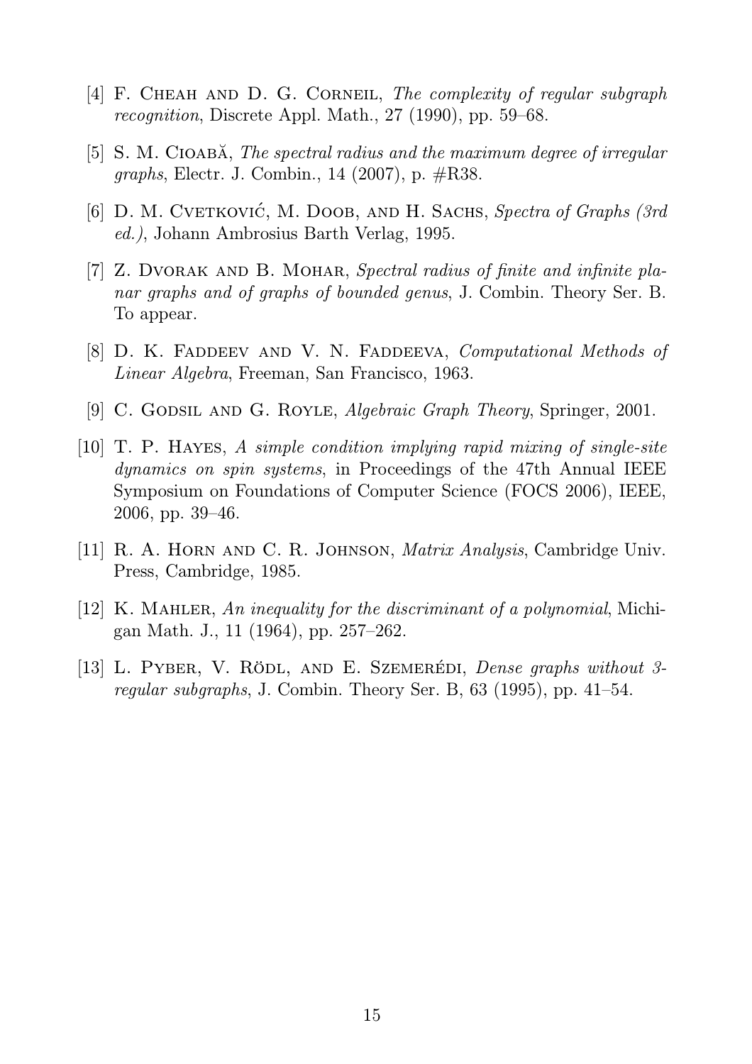[4] F. Cheah and D. G. Corneil, *The complexity of regular subgraph recognition*, Discrete Appl. Math., 27 (1990), pp. 59–68.

[5] S. M. Cioabă, *The spectral radius and the maximum degree of irregular graphs*, Electr. J. Combin., 14 (2007), p. #R38.

[6] D. M. Cvetković, M. Doob, and H. Sachs, *Spectra of Graphs (3rd ed.)*, Johann Ambrosius Barth Verlag, 1995.

[7] Z. Dvorak and B. Mohar, *Spectral radius of finite and infinite planar graphs and of graphs of bounded genus*, J. Combin. Theory Ser. B. To appear.

[8] D. K. Faddeev and V. N. Faddeeva, *Computational Methods of Linear Algebra*, Freeman, San Francisco, 1963.

[9] C. Godsil and G. Royle, *Algebraic Graph Theory*, Springer, 2001.

[10] T. P. Hayes, *A simple condition implying rapid mixing of single-site dynamics on spin systems*, in Proceedings of the 47th Annual IEEE Symposium on Foundations of Computer Science (FOCS 2006), IEEE, 2006, pp. 39–46.

[11] R. A. Horn and C. R. Johnson, *Matrix Analysis*, Cambridge Univ. Press, Cambridge, 1985.

[12] K. Mahler, *An inequality for the discriminant of a polynomial*, Michigan Math. J., 11 (1964), pp. 257–262.

[13] L. Pyber, V. Rödl, and E. Szemerédi, *Dense graphs without 3-regular subgraphs*, J. Combin. Theory Ser. B, 63 (1995), pp. 41–54.